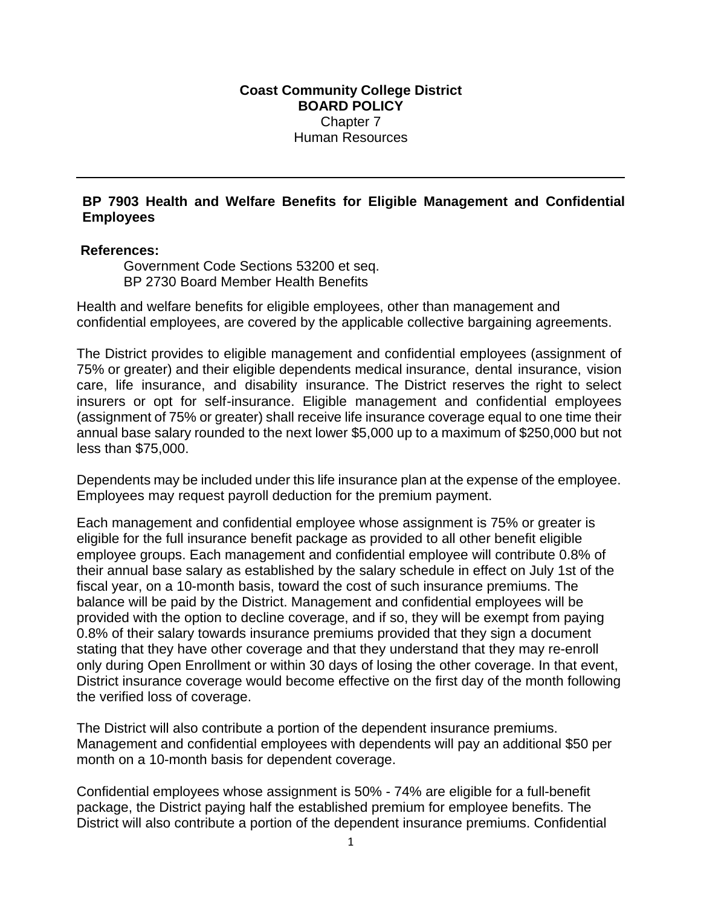**Coast Community College District**
**BOARD POLICY**
Chapter 7
Human Resources

---

## BP 7903 Health and Welfare Benefits for Eligible Management and Confidential Employees

**References:**

Government Code Sections 53200 et seq.
BP 2730 Board Member Health Benefits

Health and welfare benefits for eligible employees, other than management and confidential employees, are covered by the applicable collective bargaining agreements.

The District provides to eligible management and confidential employees (assignment of 75% or greater) and their eligible dependents medical insurance, dental insurance, vision care, life insurance, and disability insurance. The District reserves the right to select insurers or opt for self-insurance. Eligible management and confidential employees (assignment of 75% or greater) shall receive life insurance coverage equal to one time their annual base salary rounded to the next lower $5,000 up to a maximum of $250,000 but not less than $75,000.

Dependents may be included under this life insurance plan at the expense of the employee. Employees may request payroll deduction for the premium payment.

Each management and confidential employee whose assignment is 75% or greater is eligible for the full insurance benefit package as provided to all other benefit eligible employee groups. Each management and confidential employee will contribute 0.8% of their annual base salary as established by the salary schedule in effect on July 1st of the fiscal year, on a 10-month basis, toward the cost of such insurance premiums. The balance will be paid by the District. Management and confidential employees will be provided with the option to decline coverage, and if so, they will be exempt from paying 0.8% of their salary towards insurance premiums provided that they sign a document stating that they have other coverage and that they understand that they may re-enroll only during Open Enrollment or within 30 days of losing the other coverage. In that event, District insurance coverage would become effective on the first day of the month following the verified loss of coverage.

The District will also contribute a portion of the dependent insurance premiums. Management and confidential employees with dependents will pay an additional $50 per month on a 10-month basis for dependent coverage.

Confidential employees whose assignment is 50% - 74% are eligible for a full-benefit package, the District paying half the established premium for employee benefits. The District will also contribute a portion of the dependent insurance premiums. Confidential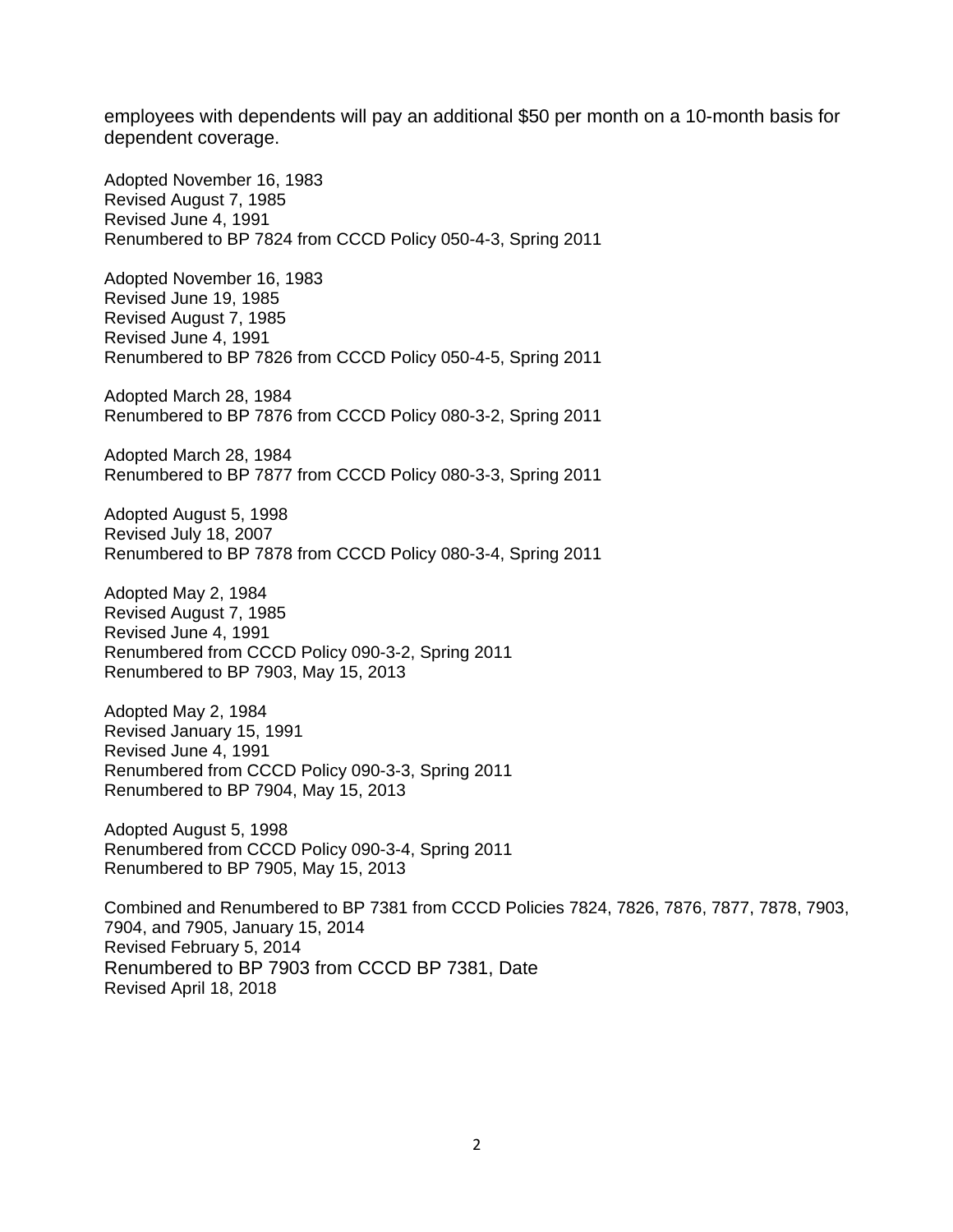employees with dependents will pay an additional $50 per month on a 10-month basis for dependent coverage.

Adopted November 16, 1983
Revised August 7, 1985
Revised June 4, 1991
Renumbered to BP 7824 from CCCD Policy 050-4-3, Spring 2011

Adopted November 16, 1983
Revised June 19, 1985
Revised August 7, 1985
Revised June 4, 1991
Renumbered to BP 7826 from CCCD Policy 050-4-5, Spring 2011

Adopted March 28, 1984
Renumbered to BP 7876 from CCCD Policy 080-3-2, Spring 2011

Adopted March 28, 1984
Renumbered to BP 7877 from CCCD Policy 080-3-3, Spring 2011

Adopted August 5, 1998
Revised July 18, 2007
Renumbered to BP 7878 from CCCD Policy 080-3-4, Spring 2011

Adopted May 2, 1984
Revised August 7, 1985
Revised June 4, 1991
Renumbered from CCCD Policy 090-3-2, Spring 2011
Renumbered to BP 7903, May 15, 2013

Adopted May 2, 1984
Revised January 15, 1991
Revised June 4, 1991
Renumbered from CCCD Policy 090-3-3, Spring 2011
Renumbered to BP 7904, May 15, 2013

Adopted August 5, 1998
Renumbered from CCCD Policy 090-3-4, Spring 2011
Renumbered to BP 7905, May 15, 2013

Combined and Renumbered to BP 7381 from CCCD Policies 7824, 7826, 7876, 7877, 7878, 7903, 7904, and 7905, January 15, 2014
Revised February 5, 2014
Renumbered to BP 7903 from CCCD BP 7381, Date
Revised April 18, 2018